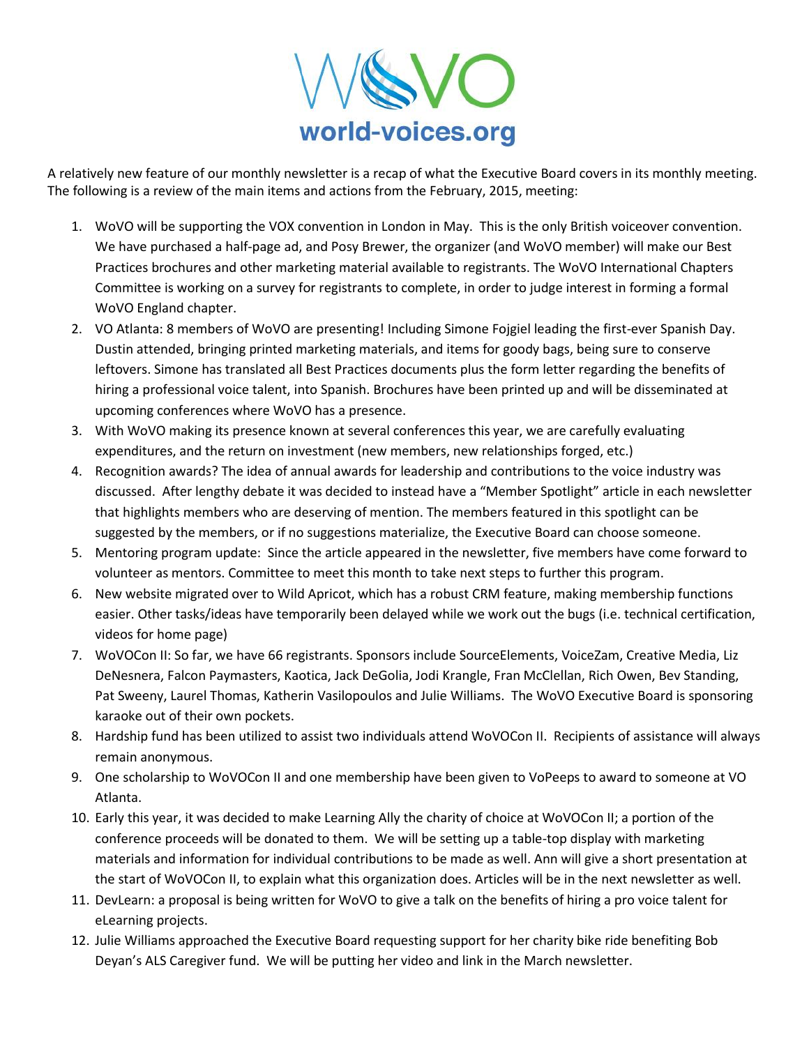WoVO

world-voices.org

A relatively new feature of our monthly newsletter is a recap of what the Executive Board covers in its monthly meeting. The following is a review of the main items and actions from the February, 2015, meeting:

1. WoVO will be supporting the VOX convention in London in May. This is the only British voiceover convention. We have purchased a half-page ad, and Posy Brewer, the organizer (and WoVO member) will make our Best Practices brochures and other marketing material available to registrants. The WoVO International Chapters Committee is working on a survey for registrants to complete, in order to judge interest in forming a formal WoVO England chapter.
2. VO Atlanta: 8 members of WoVO are presenting! Including Simone Fojgiel leading the first-ever Spanish Day. Dustin attended, bringing printed marketing materials, and items for goody bags, being sure to conserve leftovers. Simone has translated all Best Practices documents plus the form letter regarding the benefits of hiring a professional voice talent, into Spanish. Brochures have been printed up and will be disseminated at upcoming conferences where WoVO has a presence.
3. With WoVO making its presence known at several conferences this year, we are carefully evaluating expenditures, and the return on investment (new members, new relationships forged, etc.)
4. Recognition awards? The idea of annual awards for leadership and contributions to the voice industry was discussed. After lengthy debate it was decided to instead have a "Member Spotlight" article in each newsletter that highlights members who are deserving of mention. The members featured in this spotlight can be suggested by the members, or if no suggestions materialize, the Executive Board can choose someone.
5. Mentoring program update: Since the article appeared in the newsletter, five members have come forward to volunteer as mentors. Committee to meet this month to take next steps to further this program.
6. New website migrated over to Wild Apricot, which has a robust CRM feature, making membership functions easier. Other tasks/ideas have temporarily been delayed while we work out the bugs (i.e. technical certification, videos for home page)
7. WoVOCon II: So far, we have 66 registrants. Sponsors include SourceElements, VoiceZam, Creative Media, Liz DeNesnera, Falcon Paymasters, Kaotica, Jack DeGolia, Jodi Krangle, Fran McClellan, Rich Owen, Bev Standing, Pat Sweeny, Laurel Thomas, Katherin Vasilopoulos and Julie Williams. The WoVO Executive Board is sponsoring karaoke out of their own pockets.
8. Hardship fund has been utilized to assist two individuals attend WoVOCon II. Recipients of assistance will always remain anonymous.
9. One scholarship to WoVOCon II and one membership have been given to VoPeeps to award to someone at VO Atlanta.
10. Early this year, it was decided to make Learning Ally the charity of choice at WoVOCon II; a portion of the conference proceeds will be donated to them. We will be setting up a table-top display with marketing materials and information for individual contributions to be made as well. Ann will give a short presentation at the start of WoVOCon II, to explain what this organization does. Articles will be in the next newsletter as well.
11. DevLearn: a proposal is being written for WoVO to give a talk on the benefits of hiring a pro voice talent for eLearning projects.
12. Julie Williams approached the Executive Board requesting support for her charity bike ride benefiting Bob Deyan's ALS Caregiver fund. We will be putting her video and link in the March newsletter.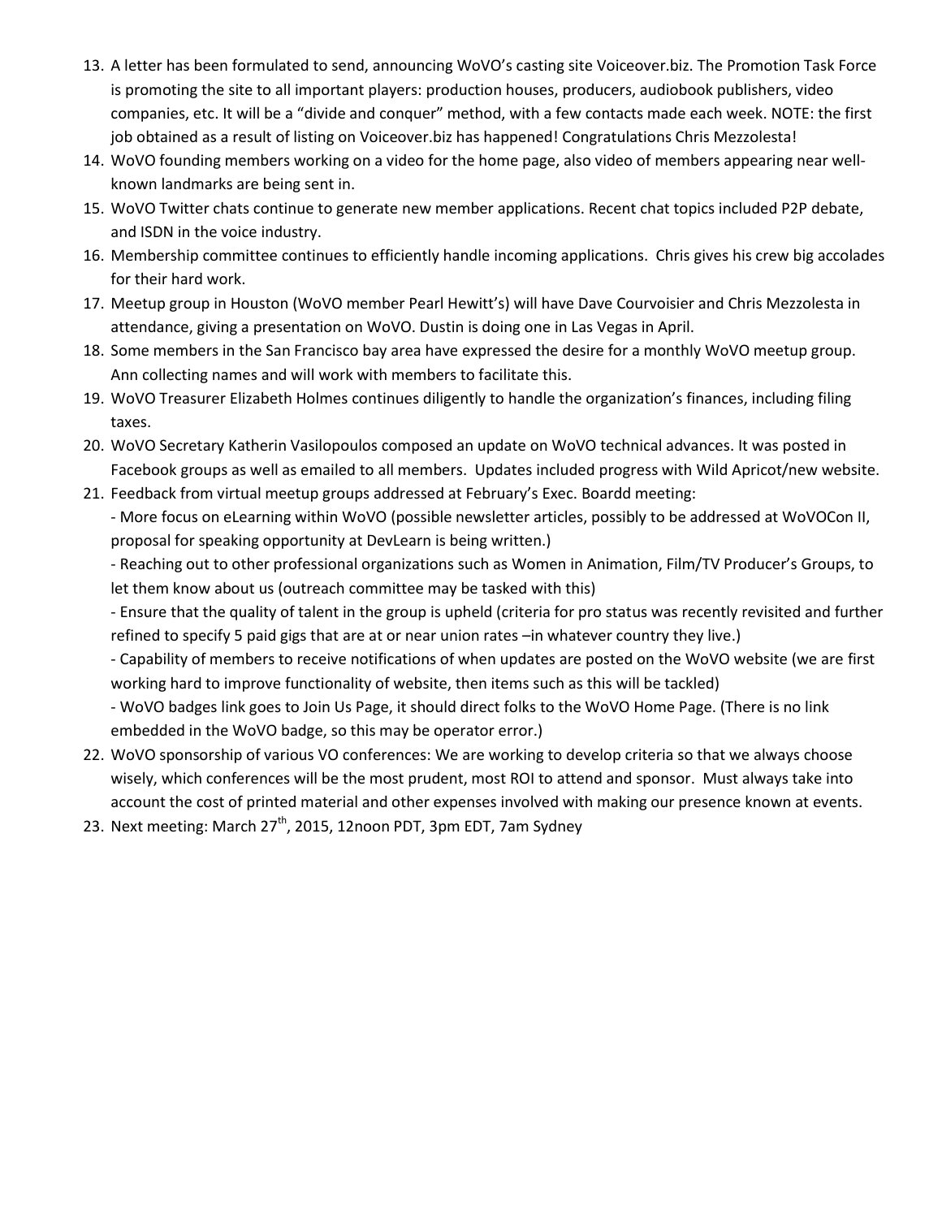13. A letter has been formulated to send, announcing WoVO's casting site Voiceover.biz. The Promotion Task Force is promoting the site to all important players: production houses, producers, audiobook publishers, video companies, etc. It will be a "divide and conquer" method, with a few contacts made each week. NOTE: the first job obtained as a result of listing on Voiceover.biz has happened! Congratulations Chris Mezzolesta!
14. WoVO founding members working on a video for the home page, also video of members appearing near well-known landmarks are being sent in.
15. WoVO Twitter chats continue to generate new member applications. Recent chat topics included P2P debate, and ISDN in the voice industry.
16. Membership committee continues to efficiently handle incoming applications. Chris gives his crew big accolades for their hard work.
17. Meetup group in Houston (WoVO member Pearl Hewitt's) will have Dave Courvoisier and Chris Mezzolesta in attendance, giving a presentation on WoVO. Dustin is doing one in Las Vegas in April.
18. Some members in the San Francisco bay area have expressed the desire for a monthly WoVO meetup group. Ann collecting names and will work with members to facilitate this.
19. WoVO Treasurer Elizabeth Holmes continues diligently to handle the organization's finances, including filing taxes.
20. WoVO Secretary Katherin Vasilopoulos composed an update on WoVO technical advances. It was posted in Facebook groups as well as emailed to all members. Updates included progress with Wild Apricot/new website.
21. Feedback from virtual meetup groups addressed at February's Exec. Boardd meeting:
    - More focus on eLearning within WoVO (possible newsletter articles, possibly to be addressed at WoVOCon II, proposal for speaking opportunity at DevLearn is being written.)
    - Reaching out to other professional organizations such as Women in Animation, Film/TV Producer's Groups, to let them know about us (outreach committee may be tasked with this)
    - Ensure that the quality of talent in the group is upheld (criteria for pro status was recently revisited and further refined to specify 5 paid gigs that are at or near union rates –in whatever country they live.)
    - Capability of members to receive notifications of when updates are posted on the WoVO website (we are first working hard to improve functionality of website, then items such as this will be tackled)
    - WoVO badges link goes to Join Us Page, it should direct folks to the WoVO Home Page. (There is no link embedded in the WoVO badge, so this may be operator error.)
22. WoVO sponsorship of various VO conferences: We are working to develop criteria so that we always choose wisely, which conferences will be the most prudent, most ROI to attend and sponsor. Must always take into account the cost of printed material and other expenses involved with making our presence known at events.
23. Next meeting: March 27th, 2015, 12noon PDT, 3pm EDT, 7am Sydney